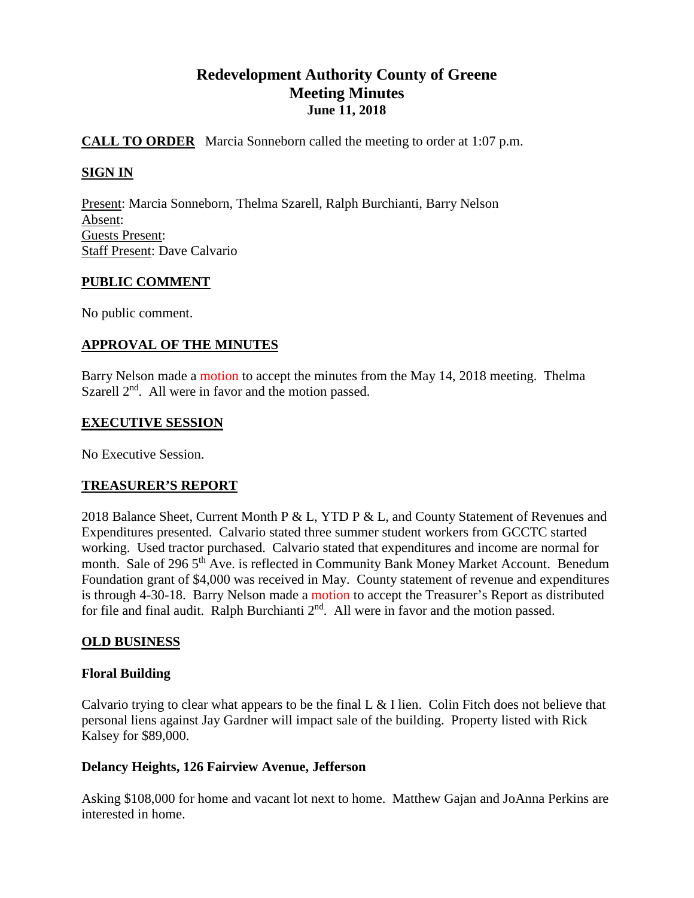# Redevelopment Authority County of Greene
## Meeting Minutes
### June 11, 2018

**CALL TO ORDER** Marcia Sonneborn called the meeting to order at 1:07 p.m.

**SIGN IN**

Present: Marcia Sonneborn, Thelma Szarell, Ralph Burchianti, Barry Nelson
Absent:
Guests Present:
Staff Present: Dave Calvario

**PUBLIC COMMENT**

No public comment.

**APPROVAL OF THE MINUTES**

Barry Nelson made a motion to accept the minutes from the May 14, 2018 meeting. Thelma Szarell 2nd. All were in favor and the motion passed.

**EXECUTIVE SESSION**

No Executive Session.

**TREASURER'S REPORT**

2018 Balance Sheet, Current Month P & L, YTD P & L, and County Statement of Revenues and Expenditures presented. Calvario stated three summer student workers from GCCTC started working. Used tractor purchased. Calvario stated that expenditures and income are normal for month. Sale of 296 5th Ave. is reflected in Community Bank Money Market Account. Benedum Foundation grant of $4,000 was received in May. County statement of revenue and expenditures is through 4-30-18. Barry Nelson made a motion to accept the Treasurer's Report as distributed for file and final audit. Ralph Burchianti 2nd. All were in favor and the motion passed.

**OLD BUSINESS**

**Floral Building**

Calvario trying to clear what appears to be the final L & I lien. Colin Fitch does not believe that personal liens against Jay Gardner will impact sale of the building. Property listed with Rick Kalsey for $89,000.

**Delancy Heights, 126 Fairview Avenue, Jefferson**

Asking $108,000 for home and vacant lot next to home. Matthew Gajan and JoAnna Perkins are interested in home.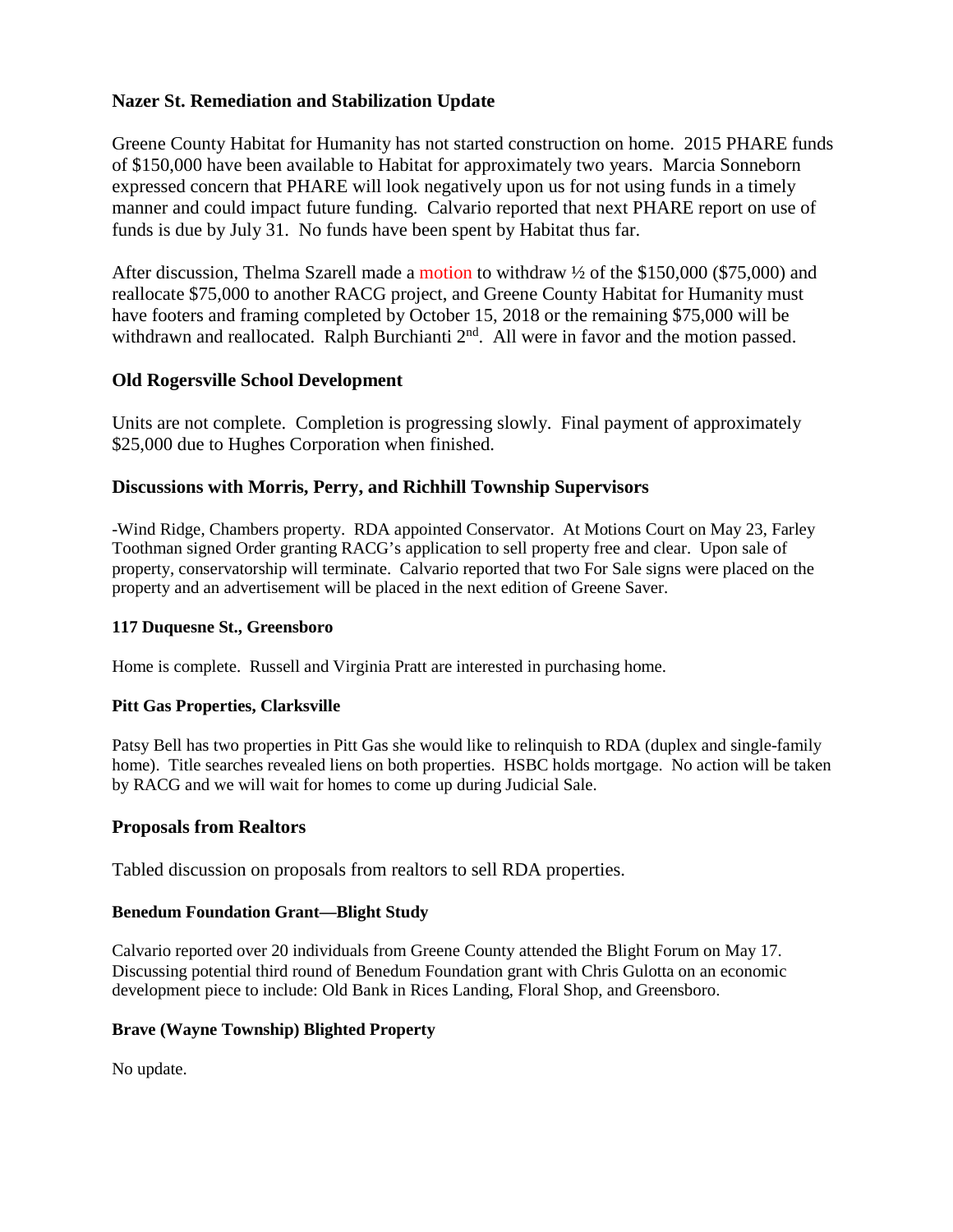## Nazer St. Remediation and Stabilization Update

Greene County Habitat for Humanity has not started construction on home. 2015 PHARE funds of $150,000 have been available to Habitat for approximately two years. Marcia Sonneborn expressed concern that PHARE will look negatively upon us for not using funds in a timely manner and could impact future funding. Calvario reported that next PHARE report on use of funds is due by July 31. No funds have been spent by Habitat thus far.

After discussion, Thelma Szarell made a motion to withdraw ½ of the $150,000 ($75,000) and reallocate $75,000 to another RACG project, and Greene County Habitat for Humanity must have footers and framing completed by October 15, 2018 or the remaining $75,000 will be withdrawn and reallocated. Ralph Burchianti 2nd. All were in favor and the motion passed.

## Old Rogersville School Development

Units are not complete. Completion is progressing slowly. Final payment of approximately $25,000 due to Hughes Corporation when finished.

## Discussions with Morris, Perry, and Richhill Township Supervisors

-Wind Ridge, Chambers property. RDA appointed Conservator. At Motions Court on May 23, Farley Toothman signed Order granting RACG's application to sell property free and clear. Upon sale of property, conservatorship will terminate. Calvario reported that two For Sale signs were placed on the property and an advertisement will be placed in the next edition of Greene Saver.

### 117 Duquesne St., Greensboro

Home is complete. Russell and Virginia Pratt are interested in purchasing home.

### Pitt Gas Properties, Clarksville

Patsy Bell has two properties in Pitt Gas she would like to relinquish to RDA (duplex and single-family home). Title searches revealed liens on both properties. HSBC holds mortgage. No action will be taken by RACG and we will wait for homes to come up during Judicial Sale.

## Proposals from Realtors

Tabled discussion on proposals from realtors to sell RDA properties.

### Benedum Foundation Grant—Blight Study

Calvario reported over 20 individuals from Greene County attended the Blight Forum on May 17. Discussing potential third round of Benedum Foundation grant with Chris Gulotta on an economic development piece to include: Old Bank in Rices Landing, Floral Shop, and Greensboro.

### Brave (Wayne Township) Blighted Property

No update.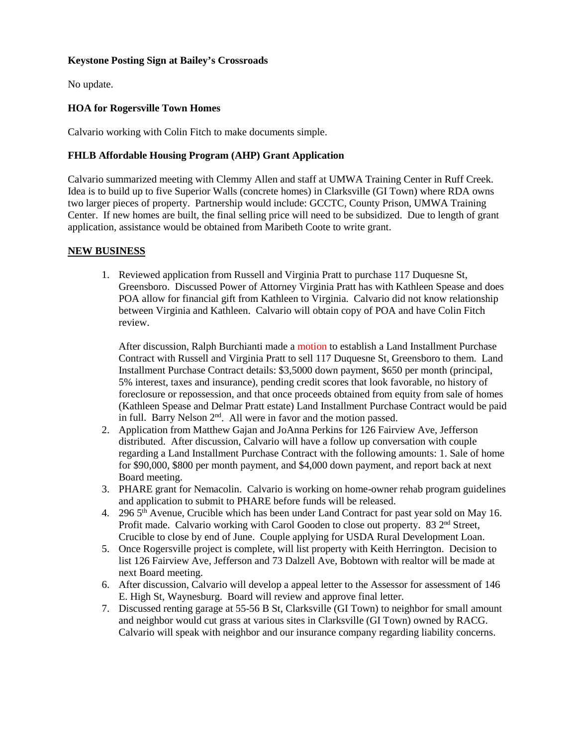**Keystone Posting Sign at Bailey's Crossroads**

No update.

**HOA for Rogersville Town Homes**

Calvario working with Colin Fitch to make documents simple.

**FHLB Affordable Housing Program (AHP) Grant Application**

Calvario summarized meeting with Clemmy Allen and staff at UMWA Training Center in Ruff Creek. Idea is to build up to five Superior Walls (concrete homes) in Clarksville (GI Town) where RDA owns two larger pieces of property. Partnership would include: GCCTC, County Prison, UMWA Training Center. If new homes are built, the final selling price will need to be subsidized. Due to length of grant application, assistance would be obtained from Maribeth Coote to write grant.

**NEW BUSINESS**

1. Reviewed application from Russell and Virginia Pratt to purchase 117 Duquesne St, Greensboro. Discussed Power of Attorney Virginia Pratt has with Kathleen Spease and does POA allow for financial gift from Kathleen to Virginia. Calvario did not know relationship between Virginia and Kathleen. Calvario will obtain copy of POA and have Colin Fitch review.

   After discussion, Ralph Burchianti made a motion to establish a Land Installment Purchase Contract with Russell and Virginia Pratt to sell 117 Duquesne St, Greensboro to them. Land Installment Purchase Contract details: $3,5000 down payment, $650 per month (principal, 5% interest, taxes and insurance), pending credit scores that look favorable, no history of foreclosure or repossession, and that once proceeds obtained from equity from sale of homes (Kathleen Spease and Delmar Pratt estate) Land Installment Purchase Contract would be paid in full. Barry Nelson 2nd. All were in favor and the motion passed.
2. Application from Matthew Gajan and JoAnna Perkins for 126 Fairview Ave, Jefferson distributed. After discussion, Calvario will have a follow up conversation with couple regarding a Land Installment Purchase Contract with the following amounts: 1. Sale of home for $90,000, $800 per month payment, and $4,000 down payment, and report back at next Board meeting.
3. PHARE grant for Nemacolin. Calvario is working on home-owner rehab program guidelines and application to submit to PHARE before funds will be released.
4. 296 5th Avenue, Crucible which has been under Land Contract for past year sold on May 16. Profit made. Calvario working with Carol Gooden to close out property. 83 2nd Street, Crucible to close by end of June. Couple applying for USDA Rural Development Loan.
5. Once Rogersville project is complete, will list property with Keith Herrington. Decision to list 126 Fairview Ave, Jefferson and 73 Dalzell Ave, Bobtown with realtor will be made at next Board meeting.
6. After discussion, Calvario will develop a appeal letter to the Assessor for assessment of 146 E. High St, Waynesburg. Board will review and approve final letter.
7. Discussed renting garage at 55-56 B St, Clarksville (GI Town) to neighbor for small amount and neighbor would cut grass at various sites in Clarksville (GI Town) owned by RACG. Calvario will speak with neighbor and our insurance company regarding liability concerns.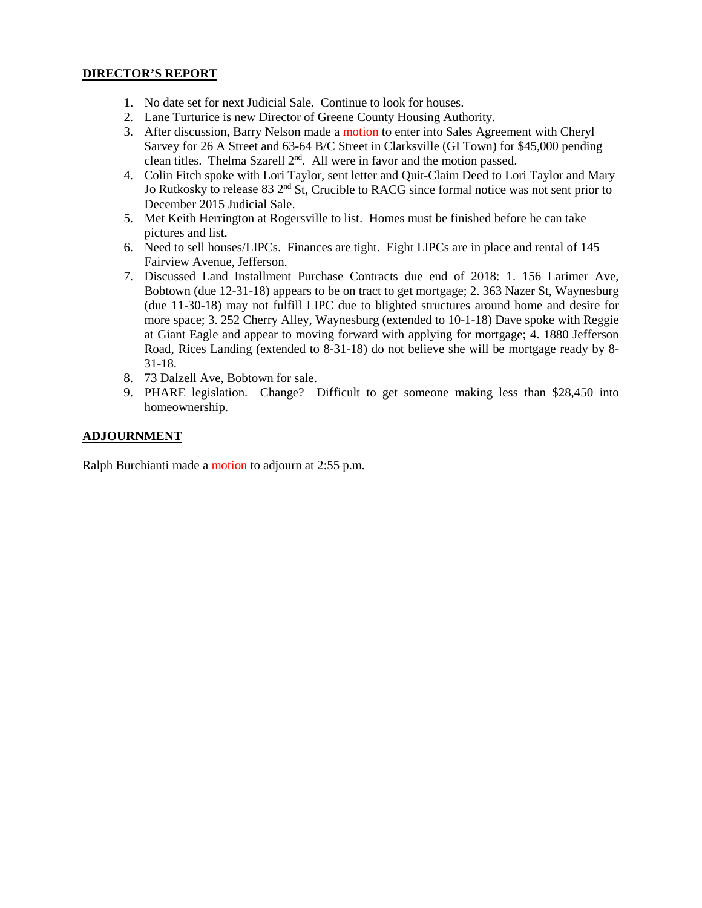**DIRECTOR'S REPORT**

1. No date set for next Judicial Sale. Continue to look for houses.
2. Lane Turturice is new Director of Greene County Housing Authority.
3. After discussion, Barry Nelson made a motion to enter into Sales Agreement with Cheryl Sarvey for 26 A Street and 63-64 B/C Street in Clarksville (GI Town) for $45,000 pending clean titles. Thelma Szarell 2nd. All were in favor and the motion passed.
4. Colin Fitch spoke with Lori Taylor, sent letter and Quit-Claim Deed to Lori Taylor and Mary Jo Rutkosky to release 83 2nd St, Crucible to RACG since formal notice was not sent prior to December 2015 Judicial Sale.
5. Met Keith Herrington at Rogersville to list. Homes must be finished before he can take pictures and list.
6. Need to sell houses/LIPCs. Finances are tight. Eight LIPCs are in place and rental of 145 Fairview Avenue, Jefferson.
7. Discussed Land Installment Purchase Contracts due end of 2018: 1. 156 Larimer Ave, Bobtown (due 12-31-18) appears to be on tract to get mortgage; 2. 363 Nazer St, Waynesburg (due 11-30-18) may not fulfill LIPC due to blighted structures around home and desire for more space; 3. 252 Cherry Alley, Waynesburg (extended to 10-1-18) Dave spoke with Reggie at Giant Eagle and appear to moving forward with applying for mortgage; 4. 1880 Jefferson Road, Rices Landing (extended to 8-31-18) do not believe she will be mortgage ready by 8-31-18.
8. 73 Dalzell Ave, Bobtown for sale.
9. PHARE legislation. Change? Difficult to get someone making less than $28,450 into homeownership.

**ADJOURNMENT**

Ralph Burchianti made a motion to adjourn at 2:55 p.m.